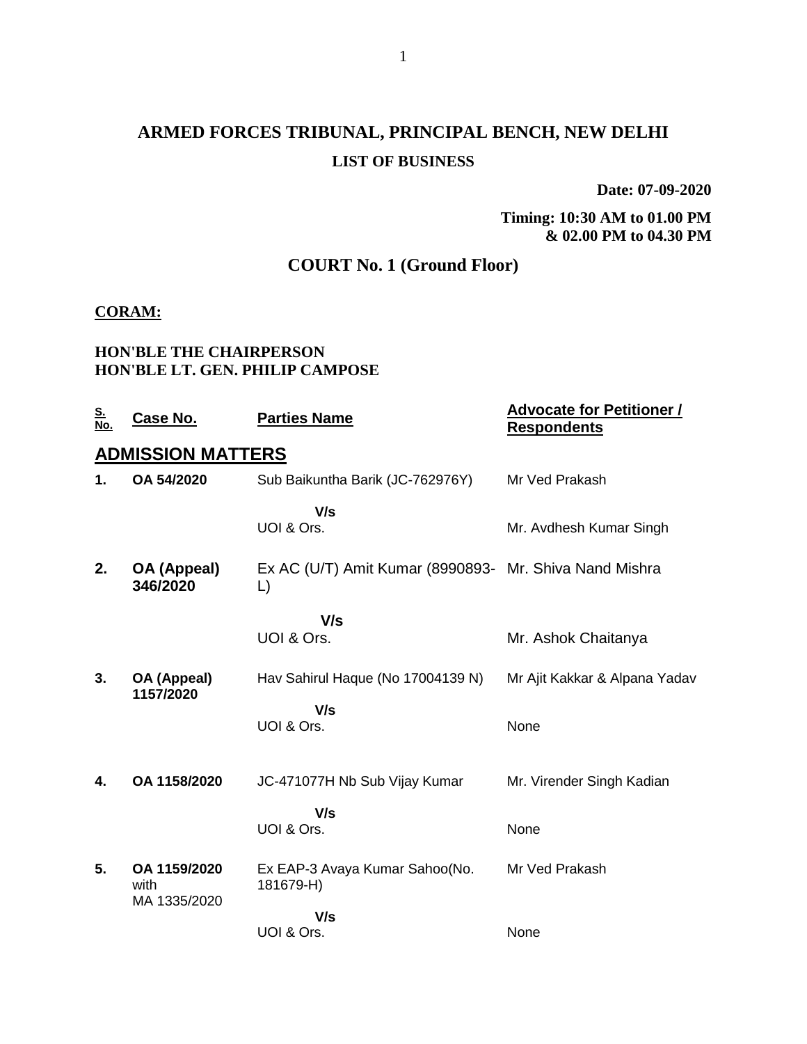# ARMED FORCES TRIBUNAL, PRINCIPAL BENCH, NEW DELHI

## LIST OF BUSINESS

**Date: 07-09-2020**

**Timing: 10:30 AM to 01.00 PM & 02.00 PM to 04.30 PM**

## COURT No. 1 (Ground Floor)

**CORAM:**

**HON'BLE THE CHAIRPERSON**
**HON'BLE LT. GEN. PHILIP CAMPOSE**

| S. No. | Case No. | Parties Name | Advocate for Petitioner / Respondents |
|---|---|---|---|
| **ADMISSION MATTERS** | | | |
| **1.** | **OA 54/2020** | Sub Baikuntha Barik (JC-762976Y) | Mr Ved Prakash |
| | | **V/s** | |
| | | UOI & Ors. | Mr. Avdhesh Kumar Singh |
| **2.** | **OA (Appeal) 346/2020** | Ex AC (U/T) Amit Kumar (8990893-L) | Mr. Shiva Nand Mishra |
| | | **V/s** | |
| | | UOI & Ors. | Mr. Ashok Chaitanya |
| **3.** | **OA (Appeal) 1157/2020** | Hav Sahirul Haque (No 17004139 N) | Mr Ajit Kakkar & Alpana Yadav |
| | | **V/s** | |
| | | UOI & Ors. | None |
| **4.** | **OA 1158/2020** | JC-471077H Nb Sub Vijay Kumar | Mr. Virender Singh Kadian |
| | | **V/s** | |
| | | UOI & Ors. | None |
| **5.** | **OA 1159/2020** with MA 1335/2020 | Ex EAP-3 Avaya Kumar Sahoo(No. 181679-H) | Mr Ved Prakash |
| | | **V/s** | |
| | | UOI & Ors. | None |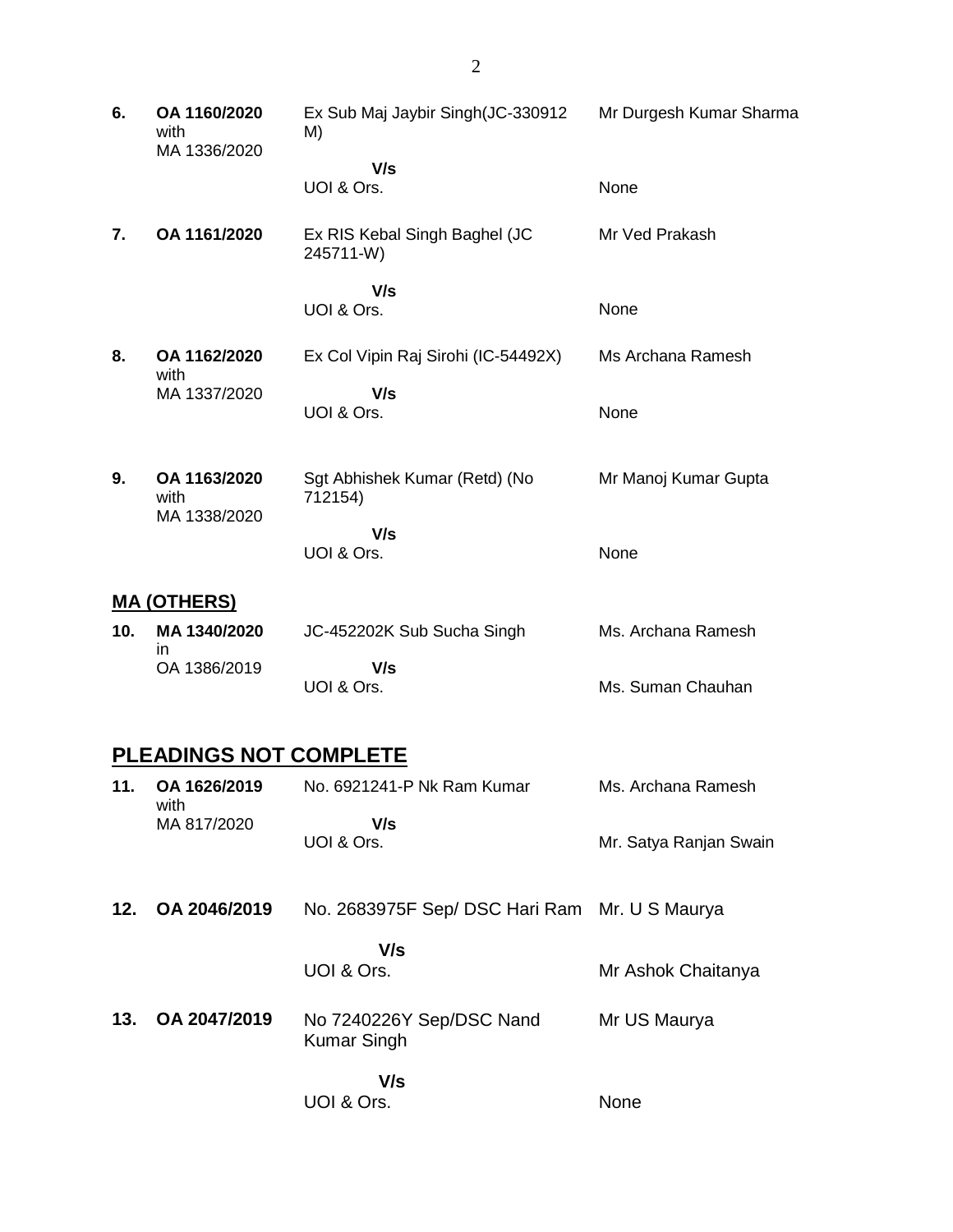| | | | |
|---|---|---|---|
| **6.** | **OA 1160/2020** with MA 1336/2020 | Ex Sub Maj Jaybir Singh(JC-330912 M)<br>**V/s**<br>UOI & Ors. | Mr Durgesh Kumar Sharma<br><br>None |
| **7.** | **OA 1161/2020** | Ex RIS Kebal Singh Baghel (JC 245711-W)<br>**V/s**<br>UOI & Ors. | Mr Ved Prakash<br><br>None |
| **8.** | **OA 1162/2020** with MA 1337/2020 | Ex Col Vipin Raj Sirohi (IC-54492X)<br>**V/s**<br>UOI & Ors. | Ms Archana Ramesh<br><br>None |
| **9.** | **OA 1163/2020** with MA 1338/2020 | Sgt Abhishek Kumar (Retd) (No 712154)<br>**V/s**<br>UOI & Ors. | Mr Manoj Kumar Gupta<br><br>None |

## MA (OTHERS)

| | | | |
|---|---|---|---|
| **10.** | **MA 1340/2020** in OA 1386/2019 | JC-452202K Sub Sucha Singh<br>**V/s**<br>UOI & Ors. | Ms. Archana Ramesh<br><br>Ms. Suman Chauhan |

## PLEADINGS NOT COMPLETE

| | | | |
|---|---|---|---|
| **11.** | **OA 1626/2019** with MA 817/2020 | No. 6921241-P Nk Ram Kumar<br>**V/s**<br>UOI & Ors. | Ms. Archana Ramesh<br><br>Mr. Satya Ranjan Swain |
| **12.** | **OA 2046/2019** | No. 2683975F Sep/ DSC Hari Ram<br>**V/s**<br>UOI & Ors. | Mr. U S Maurya<br><br>Mr Ashok Chaitanya |
| **13.** | **OA 2047/2019** | No 7240226Y Sep/DSC Nand Kumar Singh<br>**V/s**<br>UOI & Ors. | Mr US Maurya<br><br>None |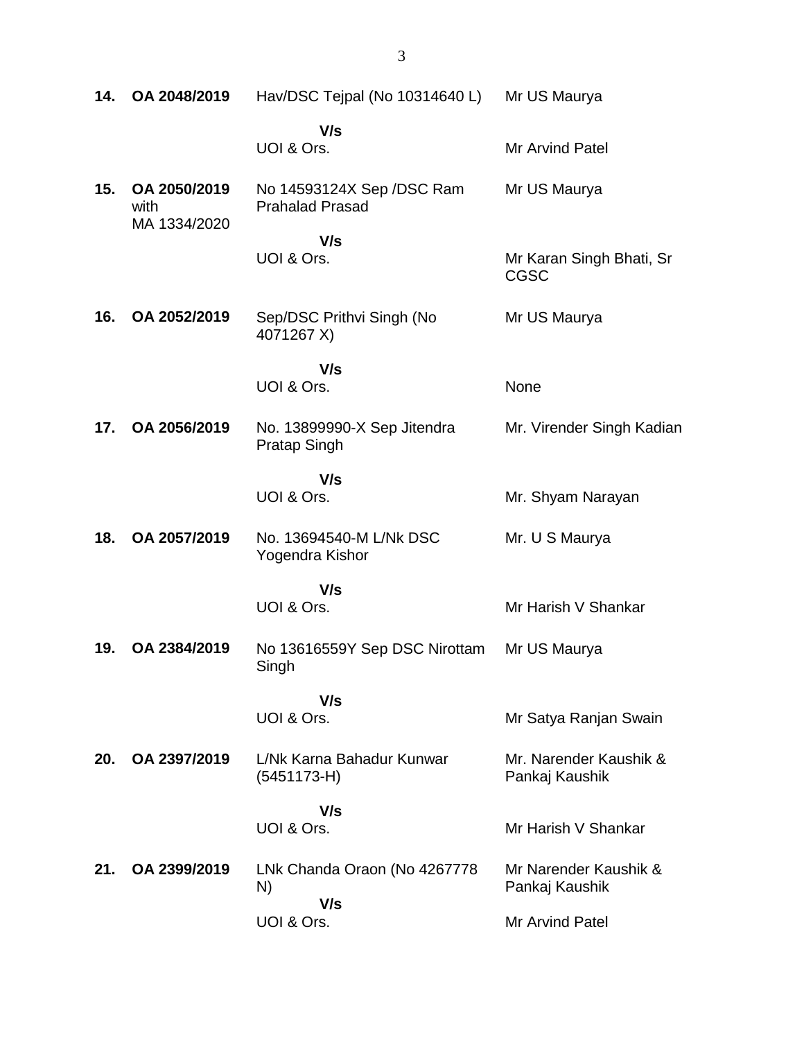| | | | |
|---|---|---|---|
| **14.** | **OA 2048/2019** | Hav/DSC Tejpal (No 10314640 L) | Mr US Maurya |
| | | **V/s** | |
| | | UOI & Ors. | Mr Arvind Patel |
| **15.** | **OA 2050/2019** with MA 1334/2020 | No 14593124X Sep /DSC Ram Prahalad Prasad | Mr US Maurya |
| | | **V/s** | |
| | | UOI & Ors. | Mr Karan Singh Bhati, Sr CGSC |
| **16.** | **OA 2052/2019** | Sep/DSC Prithvi Singh (No 4071267 X) | Mr US Maurya |
| | | **V/s** | |
| | | UOI & Ors. | None |
| **17.** | **OA 2056/2019** | No. 13899990-X Sep Jitendra Pratap Singh | Mr. Virender Singh Kadian |
| | | **V/s** | |
| | | UOI & Ors. | Mr. Shyam Narayan |
| **18.** | **OA 2057/2019** | No. 13694540-M L/Nk DSC Yogendra Kishor | Mr. U S Maurya |
| | | **V/s** | |
| | | UOI & Ors. | Mr Harish V Shankar |
| **19.** | **OA 2384/2019** | No 13616559Y Sep DSC Nirottam Singh | Mr US Maurya |
| | | **V/s** | |
| | | UOI & Ors. | Mr Satya Ranjan Swain |
| **20.** | **OA 2397/2019** | L/Nk Karna Bahadur Kunwar (5451173-H) | Mr. Narender Kaushik & Pankaj Kaushik |
| | | **V/s** | |
| | | UOI & Ors. | Mr Harish V Shankar |
| **21.** | **OA 2399/2019** | LNk Chanda Oraon (No 4267778 N) | Mr Narender Kaushik & Pankaj Kaushik |
| | | **V/s** | |
| | | UOI & Ors. | Mr Arvind Patel |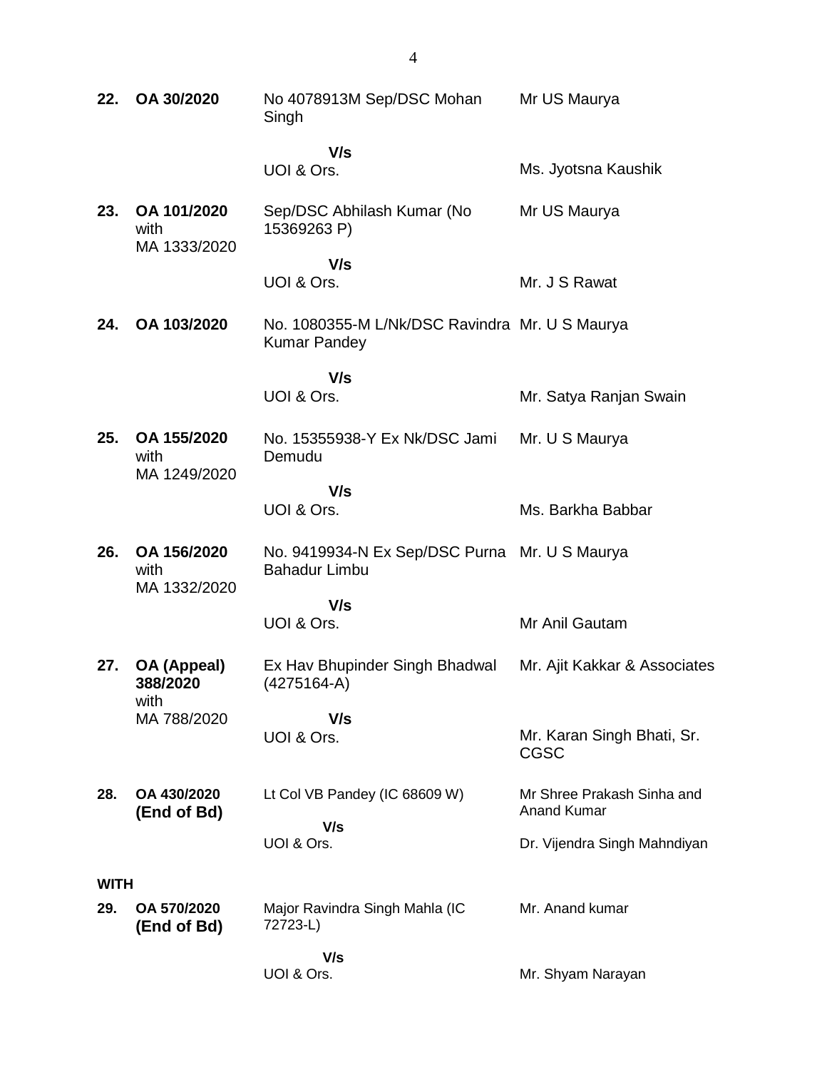| | | | |
|---|---|---|---|
| **22.** | **OA 30/2020** | No 4078913M Sep/DSC Mohan Singh<br>**V/s**<br>UOI & Ors. | Mr US Maurya<br><br>Ms. Jyotsna Kaushik |
| **23.** | **OA 101/2020** with MA 1333/2020 | Sep/DSC Abhilash Kumar (No 15369263 P)<br>**V/s**<br>UOI & Ors. | Mr US Maurya<br><br>Mr. J S Rawat |
| **24.** | **OA 103/2020** | No. 1080355-M L/Nk/DSC Ravindra Kumar Pandey<br>**V/s**<br>UOI & Ors. | Mr. U S Maurya<br><br>Mr. Satya Ranjan Swain |
| **25.** | **OA 155/2020** with MA 1249/2020 | No. 15355938-Y Ex Nk/DSC Jami Demudu<br>**V/s**<br>UOI & Ors. | Mr. U S Maurya<br><br>Ms. Barkha Babbar |
| **26.** | **OA 156/2020** with MA 1332/2020 | No. 9419934-N Ex Sep/DSC Purna Bahadur Limbu<br>**V/s**<br>UOI & Ors. | Mr. U S Maurya<br><br>Mr Anil Gautam |
| **27.** | **OA (Appeal) 388/2020** with MA 788/2020 | Ex Hav Bhupinder Singh Bhadwal (4275164-A)<br>**V/s**<br>UOI & Ors. | Mr. Ajit Kakkar & Associates<br><br>Mr. Karan Singh Bhati, Sr. CGSC |
| **28.** | **OA 430/2020 (End of Bd)** | Lt Col VB Pandey (IC 68609 W)<br>**V/s**<br>UOI & Ors. | Mr Shree Prakash Sinha and Anand Kumar<br><br>Dr. Vijendra Singh Mahndiyan |
| **WITH** | | | |
| **29.** | **OA 570/2020 (End of Bd)** | Major Ravindra Singh Mahla (IC 72723-L)<br>**V/s**<br>UOI & Ors. | Mr. Anand kumar<br><br>Mr. Shyam Narayan |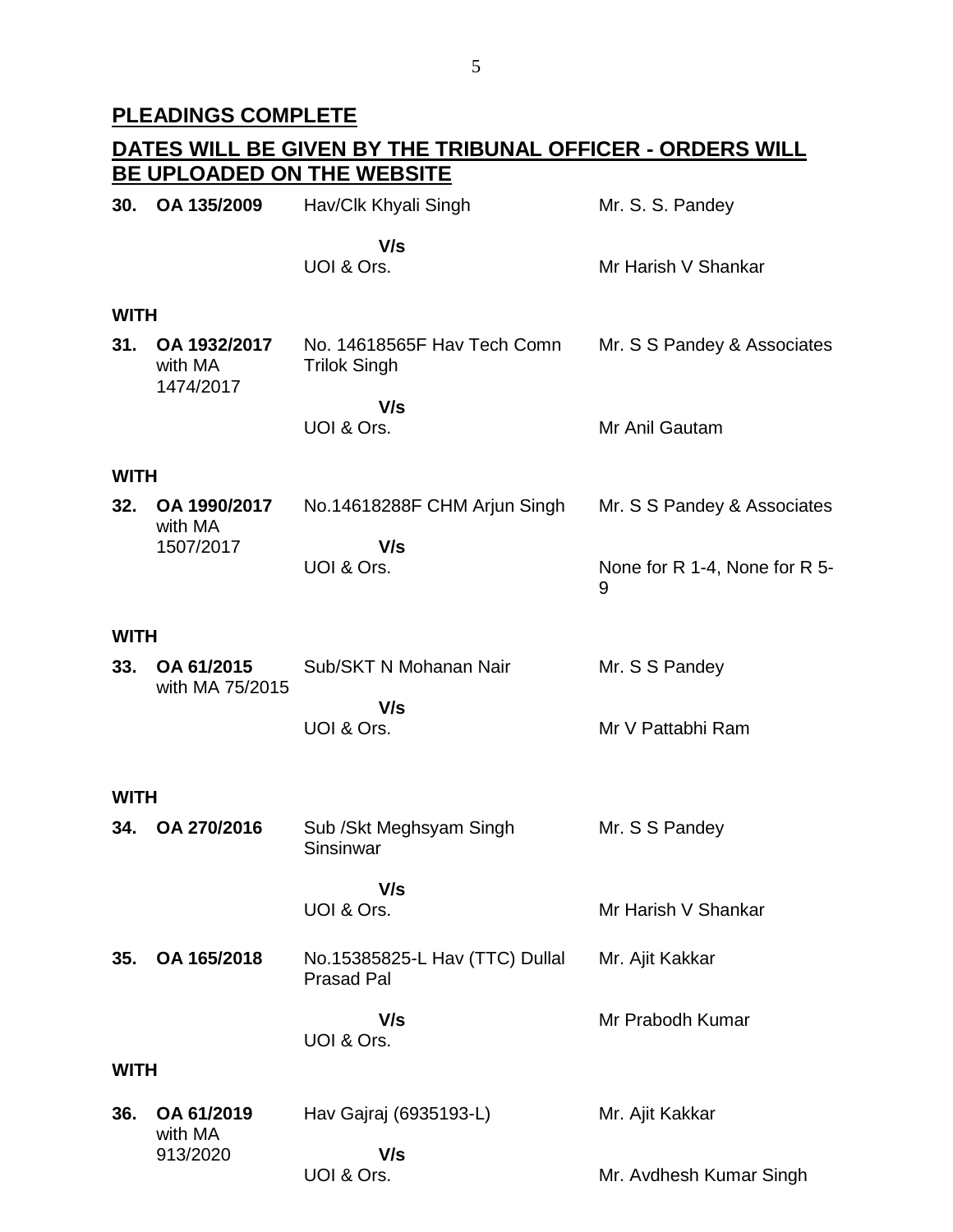## PLEADINGS COMPLETE

## DATES WILL BE GIVEN BY THE TRIBUNAL OFFICER - ORDERS WILL BE UPLOADED ON THE WEBSITE

| | | | |
|---|---|---|---|
| **30.** | **OA 135/2009** | Hav/Clk Khyali Singh | Mr. S. S. Pandey |
| | | **V/s** | |
| | | UOI & Ors. | Mr Harish V Shankar |
| **WITH** | | | |
| **31.** | **OA 1932/2017** with MA 1474/2017 | No. 14618565F Hav Tech Comn Trilok Singh | Mr. S S Pandey & Associates |
| | | **V/s** | |
| | | UOI & Ors. | Mr Anil Gautam |
| **WITH** | | | |
| **32.** | **OA 1990/2017** with MA 1507/2017 | No.14618288F CHM Arjun Singh | Mr. S S Pandey & Associates |
| | | **V/s** | |
| | | UOI & Ors. | None for R 1-4, None for R 5-9 |
| **WITH** | | | |
| **33.** | **OA 61/2015** with MA 75/2015 | Sub/SKT N Mohanan Nair | Mr. S S Pandey |
| | | **V/s** | |
| | | UOI & Ors. | Mr V Pattabhi Ram |
| **WITH** | | | |
| **34.** | **OA 270/2016** | Sub /Skt Meghsyam Singh Sinsinwar | Mr. S S Pandey |
| | | **V/s** | |
| | | UOI & Ors. | Mr Harish V Shankar |
| **35.** | **OA 165/2018** | No.15385825-L Hav (TTC) Dullal Prasad Pal | Mr. Ajit Kakkar |
| | | **V/s** | Mr Prabodh Kumar |
| | | UOI & Ors. | |
| **WITH** | | | |
| **36.** | **OA 61/2019** with MA 913/2020 | Hav Gajraj (6935193-L) | Mr. Ajit Kakkar |
| | | **V/s** | |
| | | UOI & Ors. | Mr. Avdhesh Kumar Singh |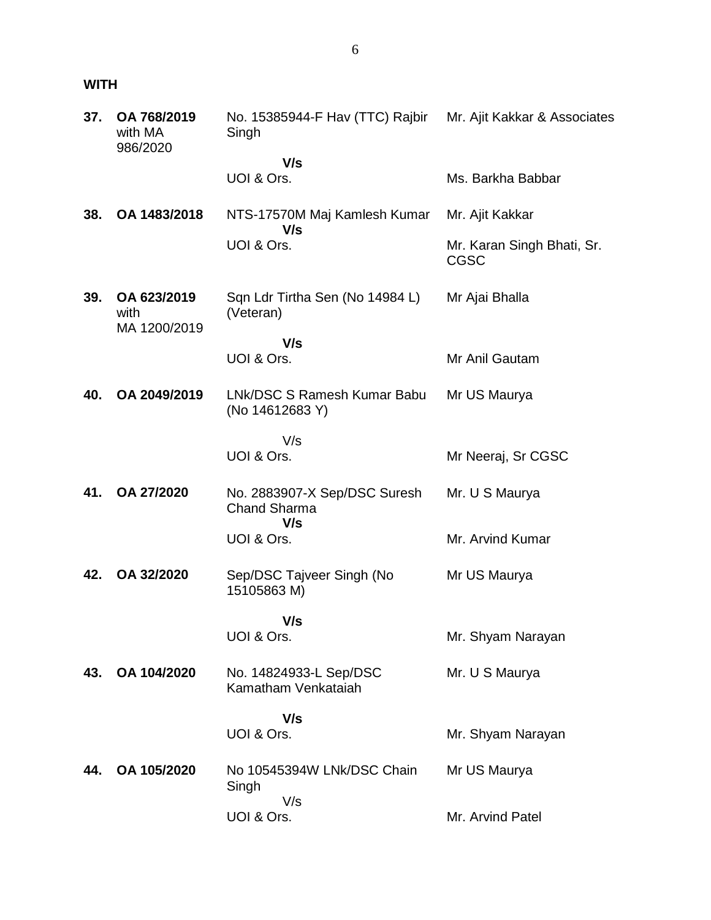**WITH**

| | | | |
|---|---|---|---|
| **37.** | **OA 768/2019** with MA 986/2020 | No. 15385944-F Hav (TTC) Rajbir Singh | Mr. Ajit Kakkar & Associates |
| | | **V/s** | |
| | | UOI & Ors. | Ms. Barkha Babbar |
| **38.** | **OA 1483/2018** | NTS-17570M Maj Kamlesh Kumar | Mr. Ajit Kakkar |
| | | **V/s** | |
| | | UOI & Ors. | Mr. Karan Singh Bhati, Sr. CGSC |
| **39.** | **OA 623/2019** with MA 1200/2019 | Sqn Ldr Tirtha Sen (No 14984 L) (Veteran) | Mr Ajai Bhalla |
| | | **V/s** | |
| | | UOI & Ors. | Mr Anil Gautam |
| **40.** | **OA 2049/2019** | LNk/DSC S Ramesh Kumar Babu (No 14612683 Y) | Mr US Maurya |
| | | V/s | |
| | | UOI & Ors. | Mr Neeraj, Sr CGSC |
| **41.** | **OA 27/2020** | No. 2883907-X Sep/DSC Suresh Chand Sharma | Mr. U S Maurya |
| | | **V/s** | |
| | | UOI & Ors. | Mr. Arvind Kumar |
| **42.** | **OA 32/2020** | Sep/DSC Tajveer Singh (No 15105863 M) | Mr US Maurya |
| | | **V/s** | |
| | | UOI & Ors. | Mr. Shyam Narayan |
| **43.** | **OA 104/2020** | No. 14824933-L Sep/DSC Kamatham Venkataiah | Mr. U S Maurya |
| | | **V/s** | |
| | | UOI & Ors. | Mr. Shyam Narayan |
| **44.** | **OA 105/2020** | No 10545394W LNk/DSC Chain Singh | Mr US Maurya |
| | | V/s | |
| | | UOI & Ors. | Mr. Arvind Patel |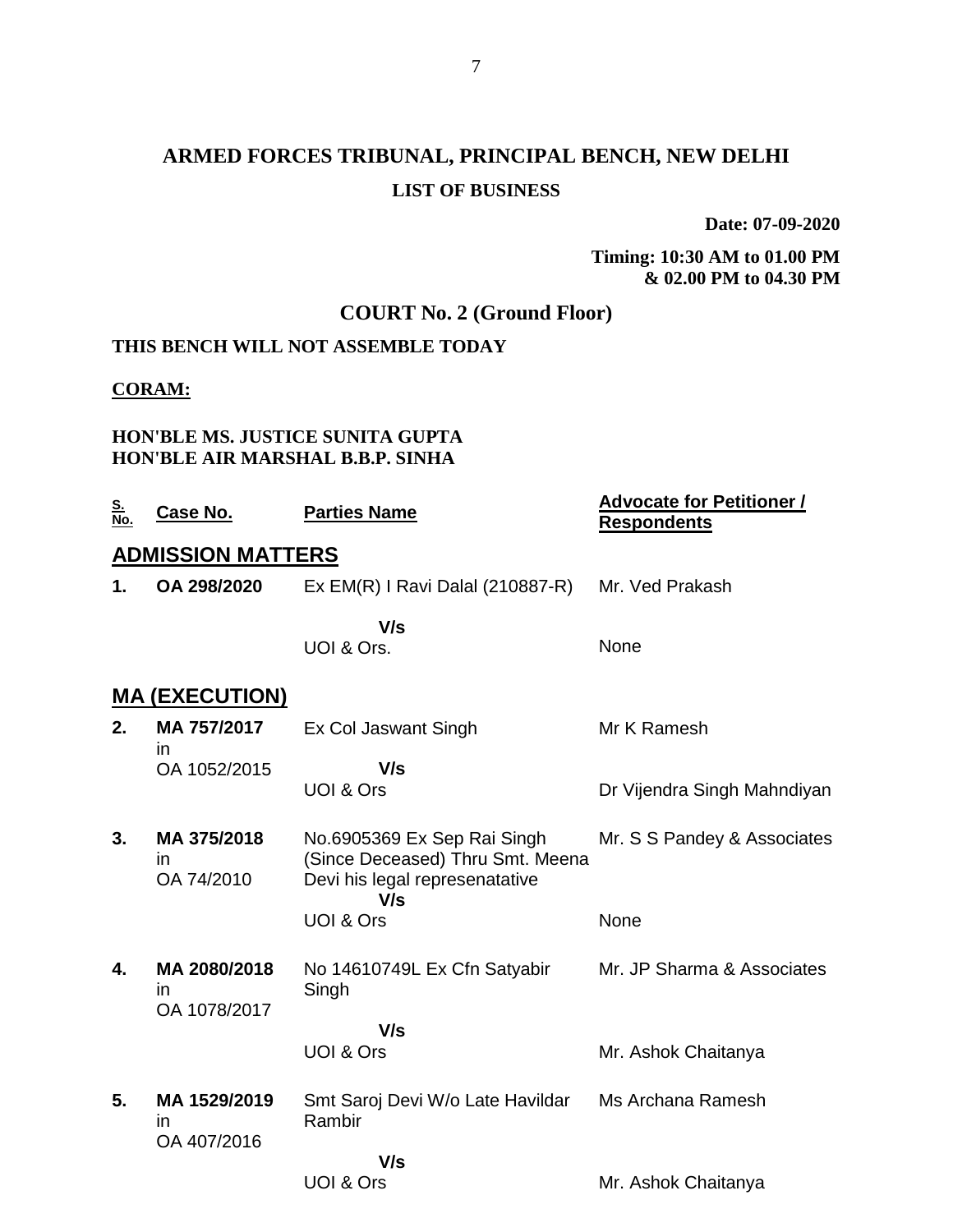# ARMED FORCES TRIBUNAL, PRINCIPAL BENCH, NEW DELHI

## LIST OF BUSINESS

**Date: 07-09-2020**

**Timing: 10:30 AM to 01.00 PM & 02.00 PM to 04.30 PM**

## COURT No. 2 (Ground Floor)

**THIS BENCH WILL NOT ASSEMBLE TODAY**

**CORAM:**

**HON'BLE MS. JUSTICE SUNITA GUPTA**
**HON'BLE AIR MARSHAL B.B.P. SINHA**

| S. No. | Case No. | Parties Name | Advocate for Petitioner / Respondents |
|---|---|---|---|
| **ADMISSION MATTERS** | | | |
| **1.** | **OA 298/2020** | Ex EM(R) I Ravi Dalal (210887-R) | Mr. Ved Prakash |
| | | **V/s** | |
| | | UOI & Ors. | None |
| **MA (EXECUTION)** | | | |
| **2.** | **MA 757/2017** in OA 1052/2015 | Ex Col Jaswant Singh | Mr K Ramesh |
| | | **V/s** | |
| | | UOI & Ors | Dr Vijendra Singh Mahndiyan |
| **3.** | **MA 375/2018** in OA 74/2010 | No.6905369 Ex Sep Rai Singh (Since Deceased) Thru Smt. Meena Devi his legal represenatative | Mr. S S Pandey & Associates |
| | | **V/s** | |
| | | UOI & Ors | None |
| **4.** | **MA 2080/2018** in OA 1078/2017 | No 14610749L Ex Cfn Satyabir Singh | Mr. JP Sharma & Associates |
| | | **V/s** | |
| | | UOI & Ors | Mr. Ashok Chaitanya |
| **5.** | **MA 1529/2019** in OA 407/2016 | Smt Saroj Devi W/o Late Havildar Rambir | Ms Archana Ramesh |
| | | **V/s** | |
| | | UOI & Ors | Mr. Ashok Chaitanya |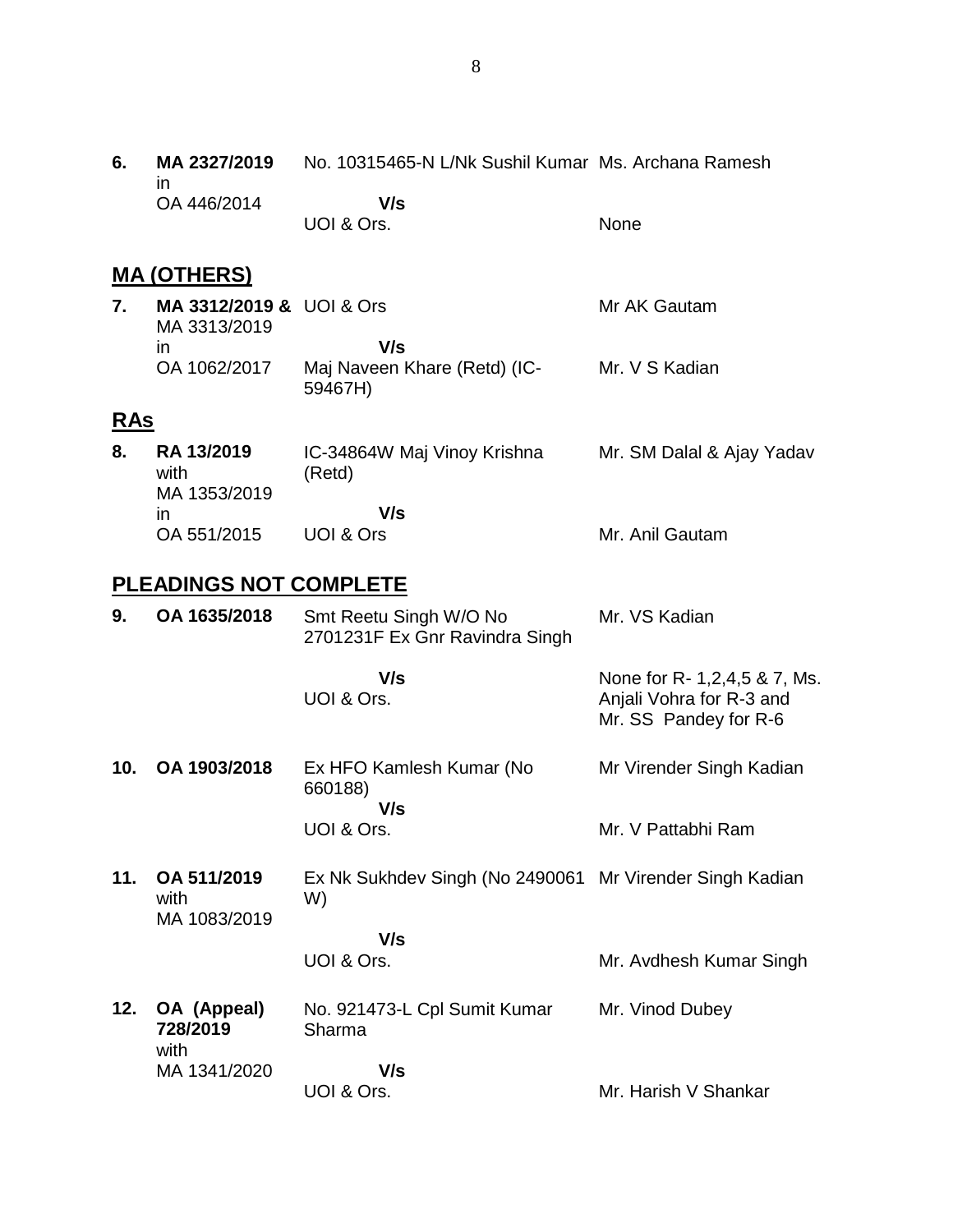| | | | |
|---|---|---|---|
| **6.** | **MA 2327/2019** in OA 446/2014 | No. 10315465-N L/Nk Sushil Kumar **V/s** UOI & Ors. | Ms. Archana Ramesh<br><br>None |

## MA (OTHERS)

| | | | |
|---|---|---|---|
| **7.** | **MA 3312/2019 &** MA 3313/2019 in OA 1062/2017 | UOI & Ors **V/s** Maj Naveen Khare (Retd) (IC-59467H) | Mr AK Gautam<br><br>Mr. V S Kadian |

## RAs

| | | | |
|---|---|---|---|
| **8.** | **RA 13/2019** with MA 1353/2019 in OA 551/2015 | IC-34864W Maj Vinoy Krishna (Retd) **V/s** UOI & Ors | Mr. SM Dalal & Ajay Yadav<br><br>Mr. Anil Gautam |

## PLEADINGS NOT COMPLETE

| | | | |
|---|---|---|---|
| **9.** | **OA 1635/2018** | Smt Reetu Singh W/O No 2701231F Ex Gnr Ravindra Singh **V/s** UOI & Ors. | Mr. VS Kadian<br><br>None for R- 1,2,4,5 & 7, Ms. Anjali Vohra for R-3 and Mr. SS Pandey for R-6 |
| **10.** | **OA 1903/2018** | Ex HFO Kamlesh Kumar (No 660188) **V/s** UOI & Ors. | Mr Virender Singh Kadian<br><br>Mr. V Pattabhi Ram |
| **11.** | **OA 511/2019** with MA 1083/2019 | Ex Nk Sukhdev Singh (No 2490061 W) **V/s** UOI & Ors. | Mr Virender Singh Kadian<br><br>Mr. Avdhesh Kumar Singh |
| **12.** | **OA (Appeal) 728/2019** with MA 1341/2020 | No. 921473-L Cpl Sumit Kumar Sharma **V/s** UOI & Ors. | Mr. Vinod Dubey<br><br>Mr. Harish V Shankar |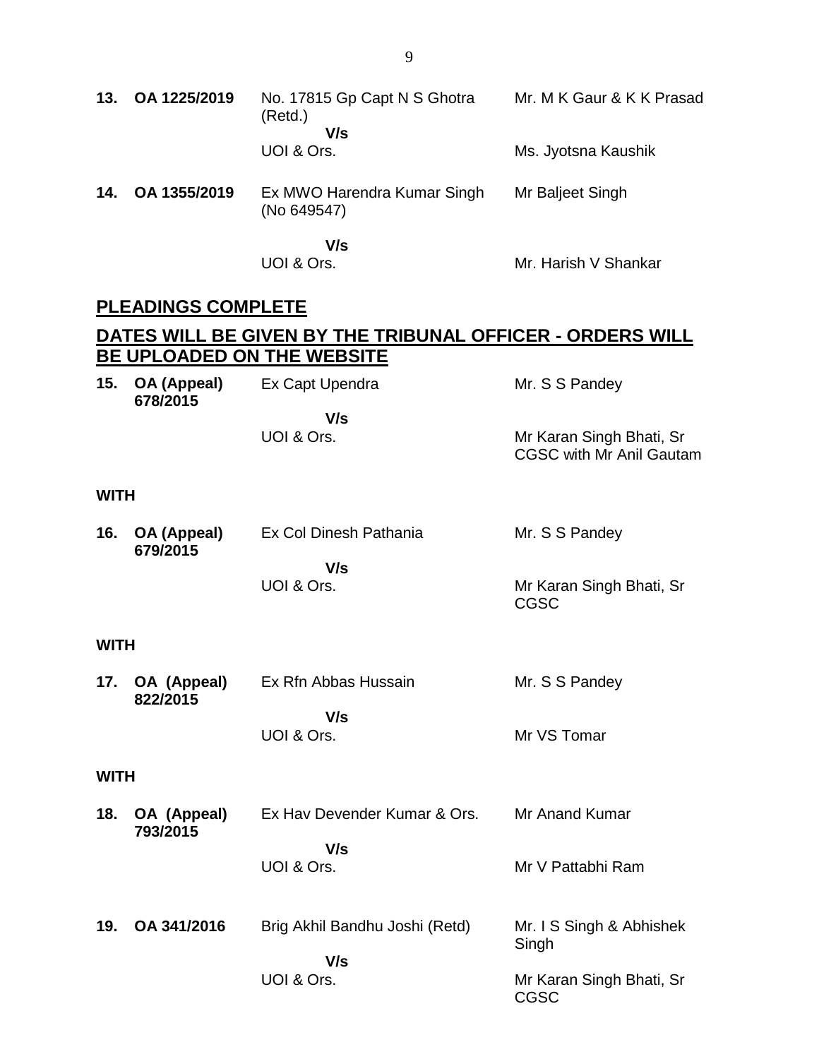| | | | |
|---|---|---|---|
| **13.** | **OA 1225/2019** | No. 17815 Gp Capt N S Ghotra (Retd.) **V/s** UOI & Ors. | Mr. M K Gaur & K K Prasad<br><br>Ms. Jyotsna Kaushik |
| **14.** | **OA 1355/2019** | Ex MWO Harendra Kumar Singh (No 649547) **V/s** UOI & Ors. | Mr Baljeet Singh<br><br>Mr. Harish V Shankar |

## PLEADINGS COMPLETE

## DATES WILL BE GIVEN BY THE TRIBUNAL OFFICER - ORDERS WILL BE UPLOADED ON THE WEBSITE

| | | | |
|---|---|---|---|
| **15.** | **OA (Appeal) 678/2015** | Ex Capt Upendra **V/s** UOI & Ors. | Mr. S S Pandey<br><br>Mr Karan Singh Bhati, Sr CGSC with Mr Anil Gautam |

**WITH**

| | | | |
|---|---|---|---|
| **16.** | **OA (Appeal) 679/2015** | Ex Col Dinesh Pathania **V/s** UOI & Ors. | Mr. S S Pandey<br><br>Mr Karan Singh Bhati, Sr CGSC |

**WITH**

| | | | |
|---|---|---|---|
| **17.** | **OA (Appeal) 822/2015** | Ex Rfn Abbas Hussain **V/s** UOI & Ors. | Mr. S S Pandey<br><br>Mr VS Tomar |

**WITH**

| | | | |
|---|---|---|---|
| **18.** | **OA (Appeal) 793/2015** | Ex Hav Devender Kumar & Ors. **V/s** UOI & Ors. | Mr Anand Kumar<br><br>Mr V Pattabhi Ram |
| **19.** | **OA 341/2016** | Brig Akhil Bandhu Joshi (Retd) **V/s** UOI & Ors. | Mr. I S Singh & Abhishek Singh<br><br>Mr Karan Singh Bhati, Sr CGSC |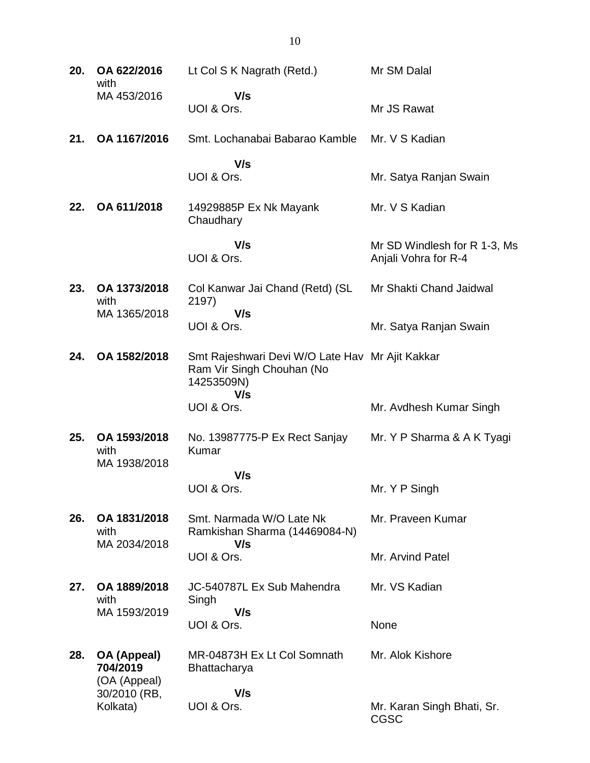| | | | |
|---|---|---|---|
| **20.** | **OA 622/2016** with MA 453/2016 | Lt Col S K Nagrath (Retd.) **V/s** UOI & Ors. | Mr SM Dalal<br><br>Mr JS Rawat |
| **21.** | **OA 1167/2016** | Smt. Lochanabai Babarao Kamble **V/s** UOI & Ors. | Mr. V S Kadian<br><br>Mr. Satya Ranjan Swain |
| **22.** | **OA 611/2018** | 14929885P Ex Nk Mayank Chaudhary **V/s** UOI & Ors. | Mr. V S Kadian<br><br>Mr SD Windlesh for R 1-3, Ms Anjali Vohra for R-4 |
| **23.** | **OA 1373/2018** with MA 1365/2018 | Col Kanwar Jai Chand (Retd) (SL 2197) **V/s** UOI & Ors. | Mr Shakti Chand Jaidwal<br><br>Mr. Satya Ranjan Swain |
| **24.** | **OA 1582/2018** | Smt Rajeshwari Devi W/O Late Hav Ram Vir Singh Chouhan (No 14253509N) **V/s** UOI & Ors. | Mr Ajit Kakkar<br><br>Mr. Avdhesh Kumar Singh |
| **25.** | **OA 1593/2018** with MA 1938/2018 | No. 13987775-P Ex Rect Sanjay Kumar **V/s** UOI & Ors. | Mr. Y P Sharma & A K Tyagi<br><br>Mr. Y P Singh |
| **26.** | **OA 1831/2018** with MA 2034/2018 | Smt. Narmada W/O Late Nk Ramkishan Sharma (14469084-N) **V/s** UOI & Ors. | Mr. Praveen Kumar<br><br>Mr. Arvind Patel |
| **27.** | **OA 1889/2018** with MA 1593/2019 | JC-540787L Ex Sub Mahendra Singh **V/s** UOI & Ors. | Mr. VS Kadian<br><br>None |
| **28.** | **OA (Appeal) 704/2019** (OA (Appeal) 30/2010 (RB, Kolkata) | MR-04873H Ex Lt Col Somnath Bhattacharya **V/s** UOI & Ors. | Mr. Alok Kishore<br><br>Mr. Karan Singh Bhati, Sr. CGSC |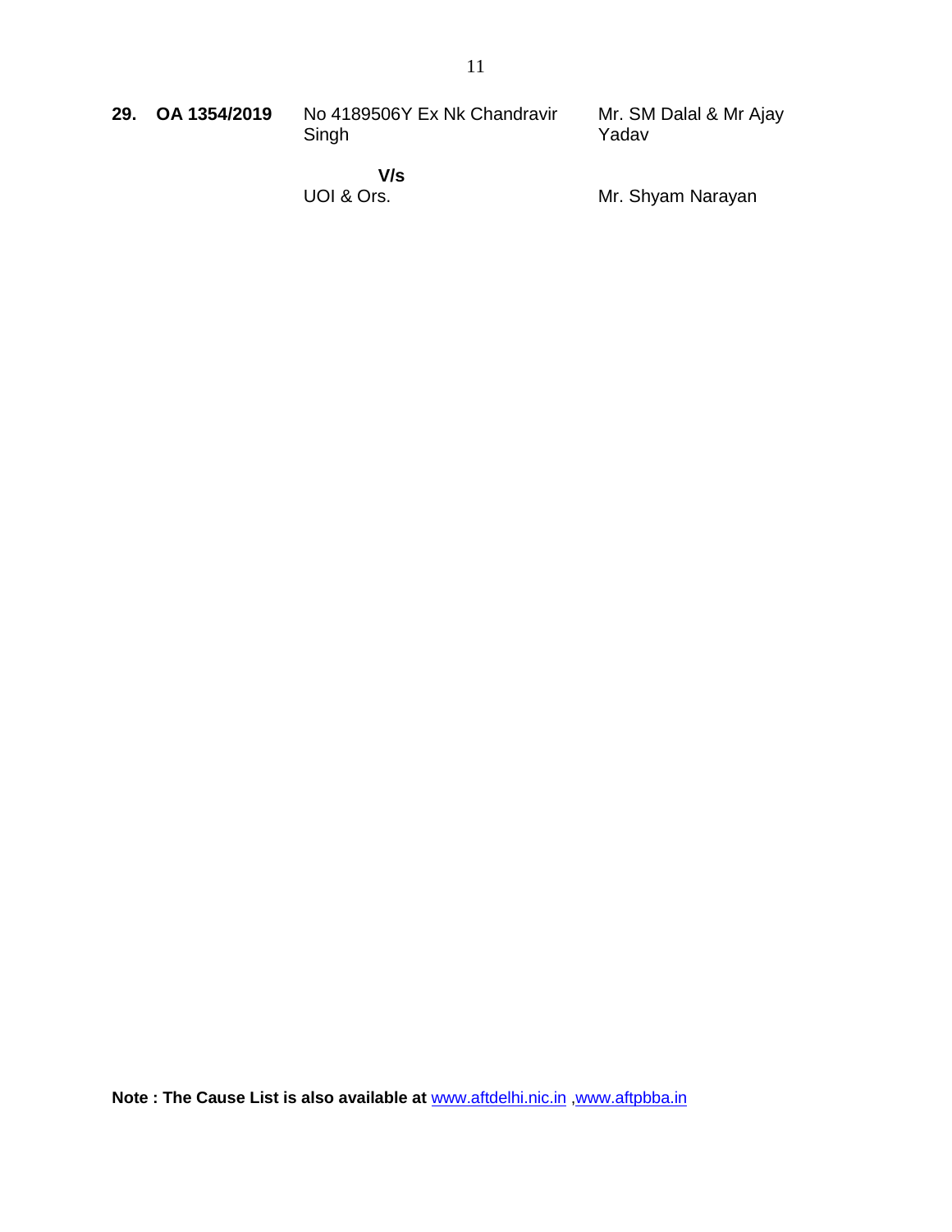| | | | |
|---|---|---|---|
| **29.** | **OA 1354/2019** | No 4189506Y Ex Nk Chandravir Singh | Mr. SM Dalal & Mr Ajay Yadav |
| | | **V/s** | |
| | | UOI & Ors. | Mr. Shyam Narayan |

**Note : The Cause List is also available at** www.aftdelhi.nic.in ,www.aftpbba.in